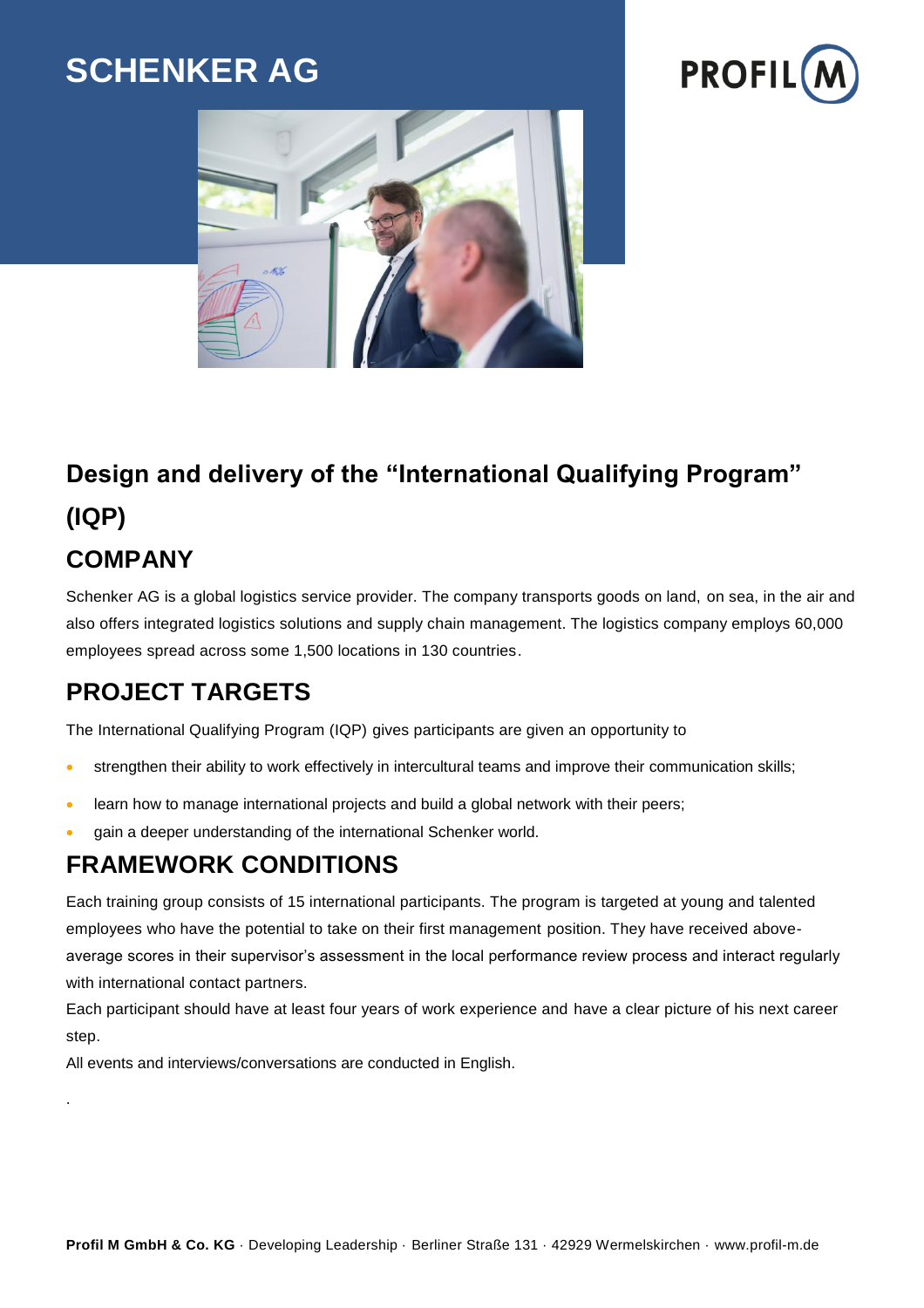# SCHENKER AG

## Design and delivery of the "International Qualifying Program" (IQP)

## COMPANY

Schenker AG is a global logistics service provider. The company transports goods on land, on sea, in the air and also offers integrated logistics solutions and supply chain management. The logistics company employs 60,000 employees spread across some 1,500 locations in 130 countries.

## PROJECT TARGETS

The International Qualifying Program (IQP) gives participants are given an opportunity to

- strengthen their ability to work effectively in intercultural teams and improve their communication skills;
- learn how to manage international projects and build a global network with their peers;
- gain a deeper understanding of the international Schenker world.

## FRAMEWORK CONDITIONS

Each training group consists of 15 international participants. The program is targeted at young and talented employees who have the potential to take on their first management position. They have received above-average scores in their supervisor's assessment in the local performance review process and interact regularly with international contact partners.

Each participant should have at least four years of work experience and have a clear picture of his next career step.

All events and interviews/conversations are conducted in English.

.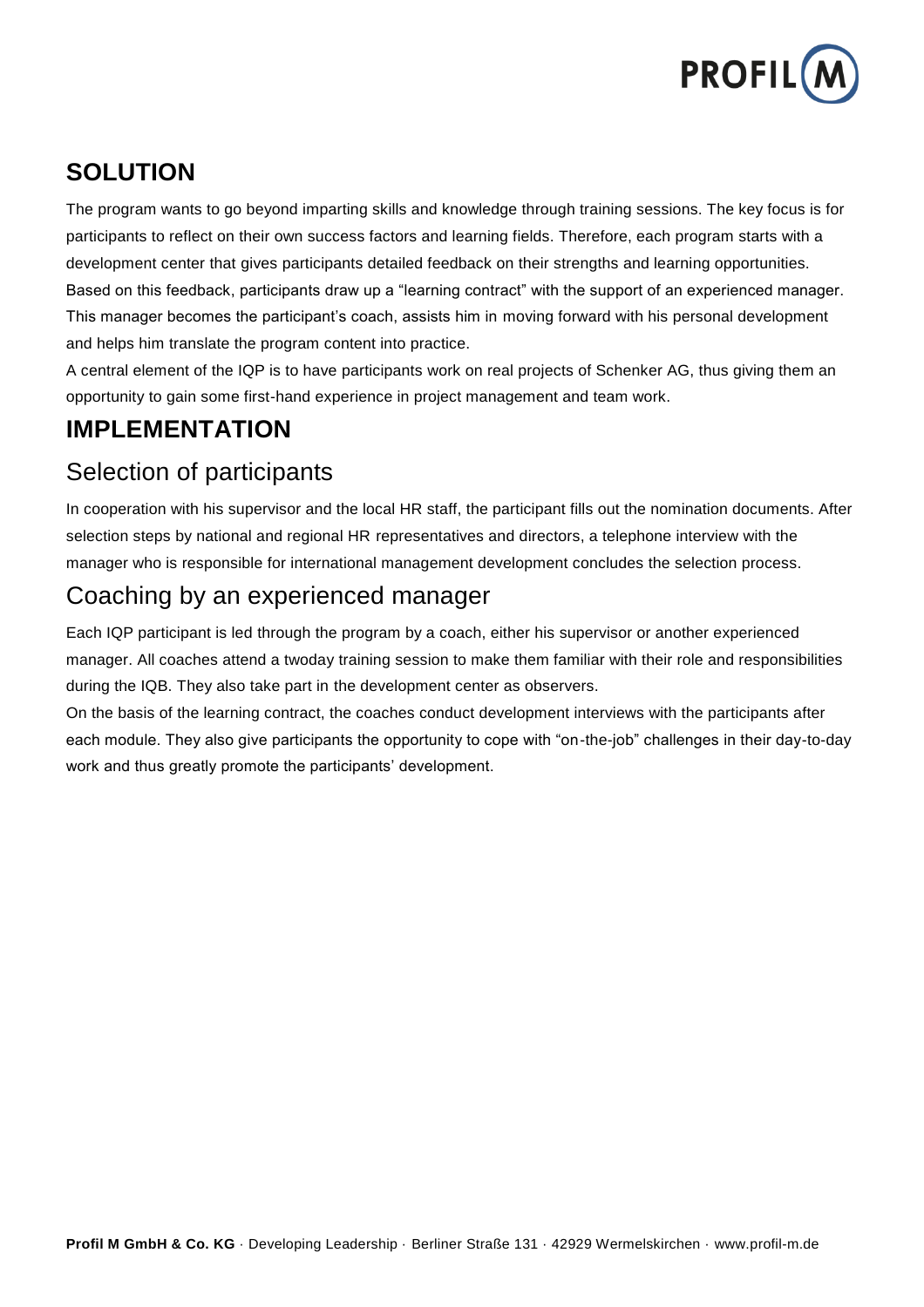## SOLUTION

The program wants to go beyond imparting skills and knowledge through training sessions. The key focus is for participants to reflect on their own success factors and learning fields. Therefore, each program starts with a development center that gives participants detailed feedback on their strengths and learning opportunities. Based on this feedback, participants draw up a "learning contract" with the support of an experienced manager. This manager becomes the participant's coach, assists him in moving forward with his personal development and helps him translate the program content into practice.

A central element of the IQP is to have participants work on real projects of Schenker AG, thus giving them an opportunity to gain some first-hand experience in project management and team work.

## IMPLEMENTATION

### Selection of participants

In cooperation with his supervisor and the local HR staff, the participant fills out the nomination documents. After selection steps by national and regional HR representatives and directors, a telephone interview with the manager who is responsible for international management development concludes the selection process.

### Coaching by an experienced manager

Each IQP participant is led through the program by a coach, either his supervisor or another experienced manager. All coaches attend a twoday training session to make them familiar with their role and responsibilities during the IQB. They also take part in the development center as observers.

On the basis of the learning contract, the coaches conduct development interviews with the participants after each module. They also give participants the opportunity to cope with "on-the-job" challenges in their day-to-day work and thus greatly promote the participants' development.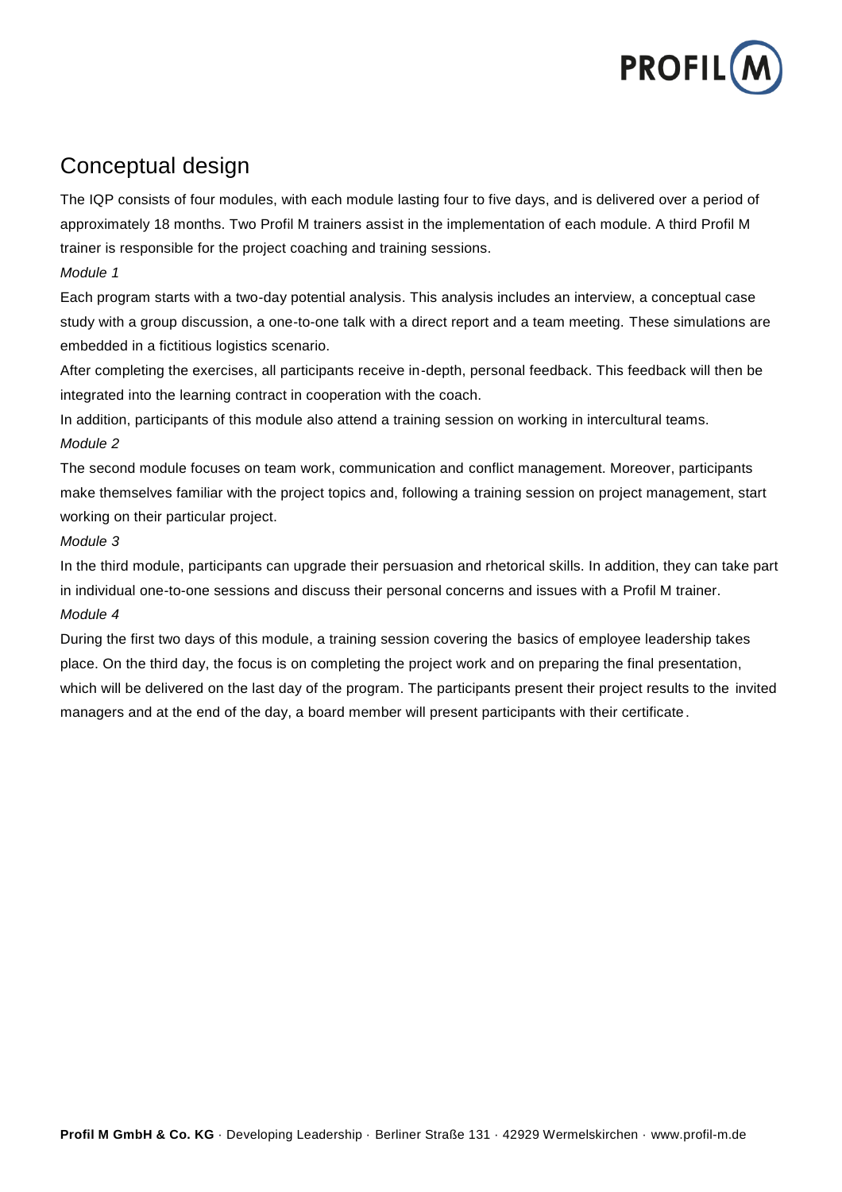## Conceptual design

The IQP consists of four modules, with each module lasting four to five days, and is delivered over a period of approximately 18 months. Two Profil M trainers assist in the implementation of each module. A third Profil M trainer is responsible for the project coaching and training sessions.

*Module 1*

Each program starts with a two-day potential analysis. This analysis includes an interview, a conceptual case study with a group discussion, a one-to-one talk with a direct report and a team meeting. These simulations are embedded in a fictitious logistics scenario.

After completing the exercises, all participants receive in-depth, personal feedback. This feedback will then be integrated into the learning contract in cooperation with the coach.

In addition, participants of this module also attend a training session on working in intercultural teams.

*Module 2*

The second module focuses on team work, communication and conflict management. Moreover, participants make themselves familiar with the project topics and, following a training session on project management, start working on their particular project.

*Module 3*

In the third module, participants can upgrade their persuasion and rhetorical skills. In addition, they can take part in individual one-to-one sessions and discuss their personal concerns and issues with a Profil M trainer.

*Module 4*

During the first two days of this module, a training session covering the basics of employee leadership takes place. On the third day, the focus is on completing the project work and on preparing the final presentation, which will be delivered on the last day of the program. The participants present their project results to the invited managers and at the end of the day, a board member will present participants with their certificate.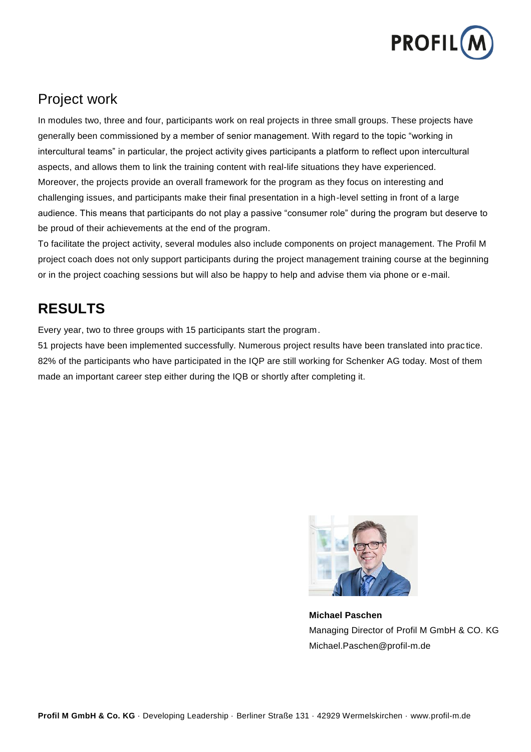## Project work

In modules two, three and four, participants work on real projects in three small groups. These projects have generally been commissioned by a member of senior management. With regard to the topic "working in intercultural teams" in particular, the project activity gives participants a platform to reflect upon intercultural aspects, and allows them to link the training content with real-life situations they have experienced. Moreover, the projects provide an overall framework for the program as they focus on interesting and challenging issues, and participants make their final presentation in a high-level setting in front of a large audience. This means that participants do not play a passive "consumer role" during the program but deserve to be proud of their achievements at the end of the program.

To facilitate the project activity, several modules also include components on project management. The Profil M project coach does not only support participants during the project management training course at the beginning or in the project coaching sessions but will also be happy to help and advise them via phone or e-mail.

## RESULTS

Every year, two to three groups with 15 participants start the program.

51 projects have been implemented successfully. Numerous project results have been translated into practice. 82% of the participants who have participated in the IQP are still working for Schenker AG today. Most of them made an important career step either during the IQB or shortly after completing it.

**Michael Paschen**
Managing Director of Profil M GmbH & CO. KG
Michael.Paschen@profil-m.de